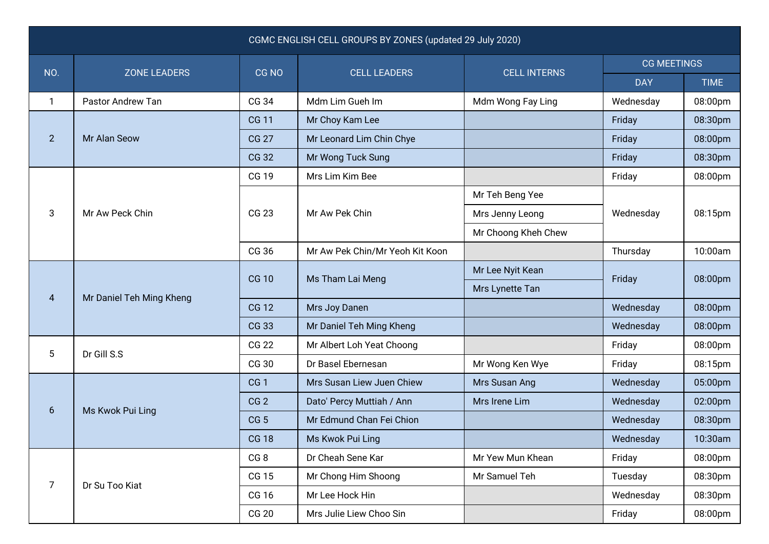| CGMC ENGLISH CELL GROUPS BY ZONES (updated 29 July 2020) | | | | | | |
|---|---|---|---|---|---|---|
| NO. | ZONE LEADERS | CG NO | CELL LEADERS | CELL INTERNS | CG MEETINGS | |
| | | | | | DAY | TIME |
| 1 | Pastor Andrew Tan | CG 34 | Mdm Lim Gueh Im | Mdm Wong Fay Ling | Wednesday | 08:00pm |
| 2 | Mr Alan Seow | CG 11 | Mr Choy Kam Lee | | Friday | 08:30pm |
| | | CG 27 | Mr Leonard Lim Chin Chye | | Friday | 08:00pm |
| | | CG 32 | Mr Wong Tuck Sung | | Friday | 08:30pm |
| 3 | Mr Aw Peck Chin | CG 19 | Mrs Lim Kim Bee | | Friday | 08:00pm |
| | | CG 23 | Mr Aw Pek Chin | Mr Teh Beng Yee | Wednesday | 08:15pm |
| | | | | Mrs Jenny Leong | | |
| | | | | Mr Choong Kheh Chew | | |
| | | CG 36 | Mr Aw Pek Chin/Mr Yeoh Kit Koon | | Thursday | 10:00am |
| 4 | Mr Daniel Teh Ming Kheng | CG 10 | Ms Tham Lai Meng | Mr Lee Nyit Kean | Friday | 08:00pm |
| | | | | Mrs Lynette Tan | | |
| | | CG 12 | Mrs Joy Danen | | Wednesday | 08:00pm |
| | | CG 33 | Mr Daniel Teh Ming Kheng | | Wednesday | 08:00pm |
| 5 | Dr Gill S.S | CG 22 | Mr Albert Loh Yeat Choong | | Friday | 08:00pm |
| | | CG 30 | Dr Basel Ebernesan | Mr Wong Ken Wye | Friday | 08:15pm |
| 6 | Ms Kwok Pui Ling | CG 1 | Mrs Susan Liew Juen Chiew | Mrs Susan Ang | Wednesday | 05:00pm |
| | | CG 2 | Dato' Percy Muttiah / Ann | Mrs Irene Lim | Wednesday | 02:00pm |
| | | CG 5 | Mr Edmund Chan Fei Chion | | Wednesday | 08:30pm |
| | | CG 18 | Ms Kwok Pui Ling | | Wednesday | 10:30am |
| 7 | Dr Su Too Kiat | CG 8 | Dr Cheah Sene Kar | Mr Yew Mun Khean | Friday | 08:00pm |
| | | CG 15 | Mr Chong Him Shoong | Mr Samuel Teh | Tuesday | 08:30pm |
| | | CG 16 | Mr Lee Hock Hin | | Wednesday | 08:30pm |
| | | CG 20 | Mrs Julie Liew Choo Sin | | Friday | 08:00pm |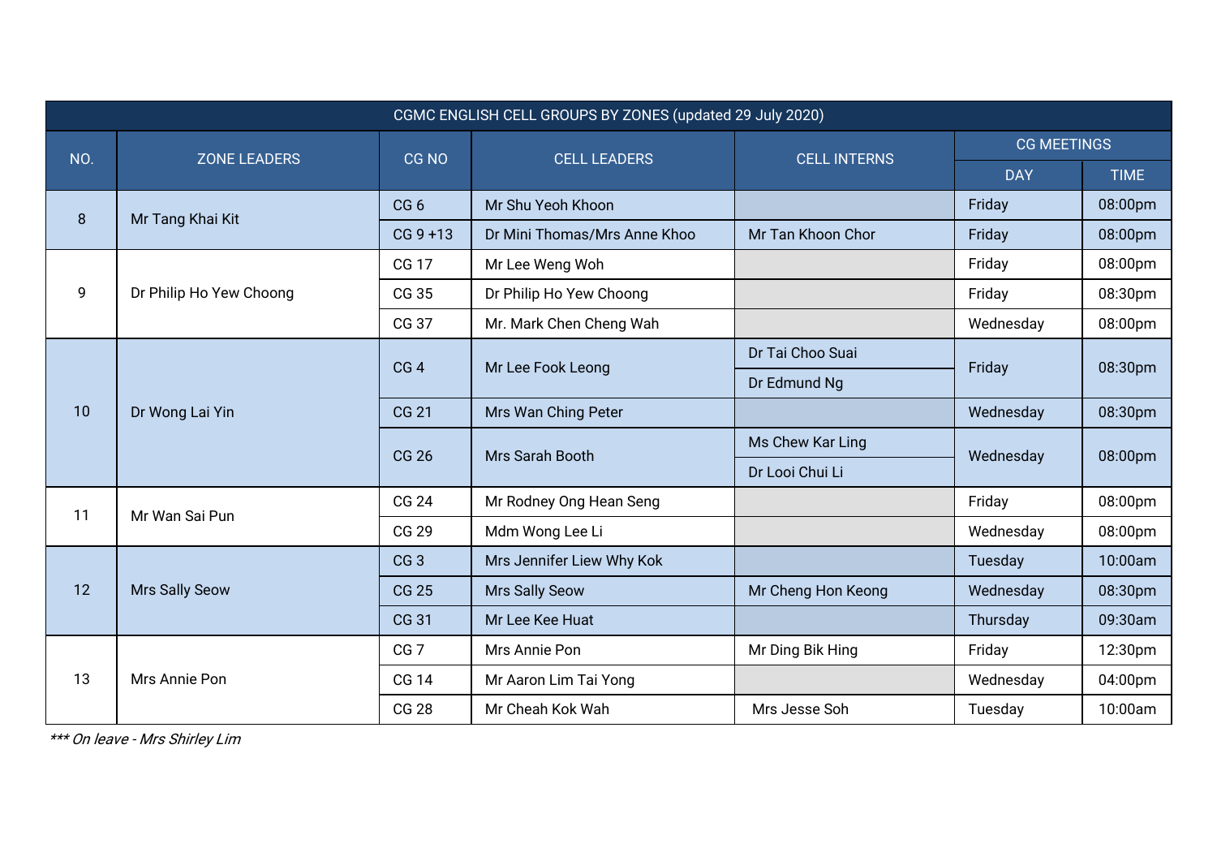| CGMC ENGLISH CELL GROUPS BY ZONES (updated 29 July 2020) | | | | | | |
|---|---|---|---|---|---|---|
| NO. | ZONE LEADERS | CG NO | CELL LEADERS | CELL INTERNS | CG MEETINGS | |
| | | | | | DAY | TIME |
| 8 | Mr Tang Khai Kit | CG 6 | Mr Shu Yeoh Khoon | | Friday | 08:00pm |
| | | CG 9 +13 | Dr Mini Thomas/Mrs Anne Khoo | Mr Tan Khoon Chor | Friday | 08:00pm |
| 9 | Dr Philip Ho Yew Choong | CG 17 | Mr Lee Weng Woh | | Friday | 08:00pm |
| | | CG 35 | Dr Philip Ho Yew Choong | | Friday | 08:30pm |
| | | CG 37 | Mr. Mark Chen Cheng Wah | | Wednesday | 08:00pm |
| 10 | Dr Wong Lai Yin | CG 4 | Mr Lee Fook Leong | Dr Tai Choo Suai | Friday | 08:30pm |
| | | | | Dr Edmund Ng | | |
| | | CG 21 | Mrs Wan Ching Peter | | Wednesday | 08:30pm |
| | | CG 26 | Mrs Sarah Booth | Ms Chew Kar Ling | Wednesday | 08:00pm |
| | | | | Dr Looi Chui Li | | |
| 11 | Mr Wan Sai Pun | CG 24 | Mr Rodney Ong Hean Seng | | Friday | 08:00pm |
| | | CG 29 | Mdm Wong Lee Li | | Wednesday | 08:00pm |
| 12 | Mrs Sally Seow | CG 3 | Mrs Jennifer Liew Why Kok | | Tuesday | 10:00am |
| | | CG 25 | Mrs Sally Seow | Mr Cheng Hon Keong | Wednesday | 08:30pm |
| | | CG 31 | Mr Lee Kee Huat | | Thursday | 09:30am |
| 13 | Mrs Annie Pon | CG 7 | Mrs Annie Pon | Mr Ding Bik Hing | Friday | 12:30pm |
| | | CG 14 | Mr Aaron Lim Tai Yong | | Wednesday | 04:00pm |
| | | CG 28 | Mr Cheah Kok Wah | Mrs Jesse Soh | Tuesday | 10:00am |

*\*\*\* On leave - Mrs Shirley Lim*